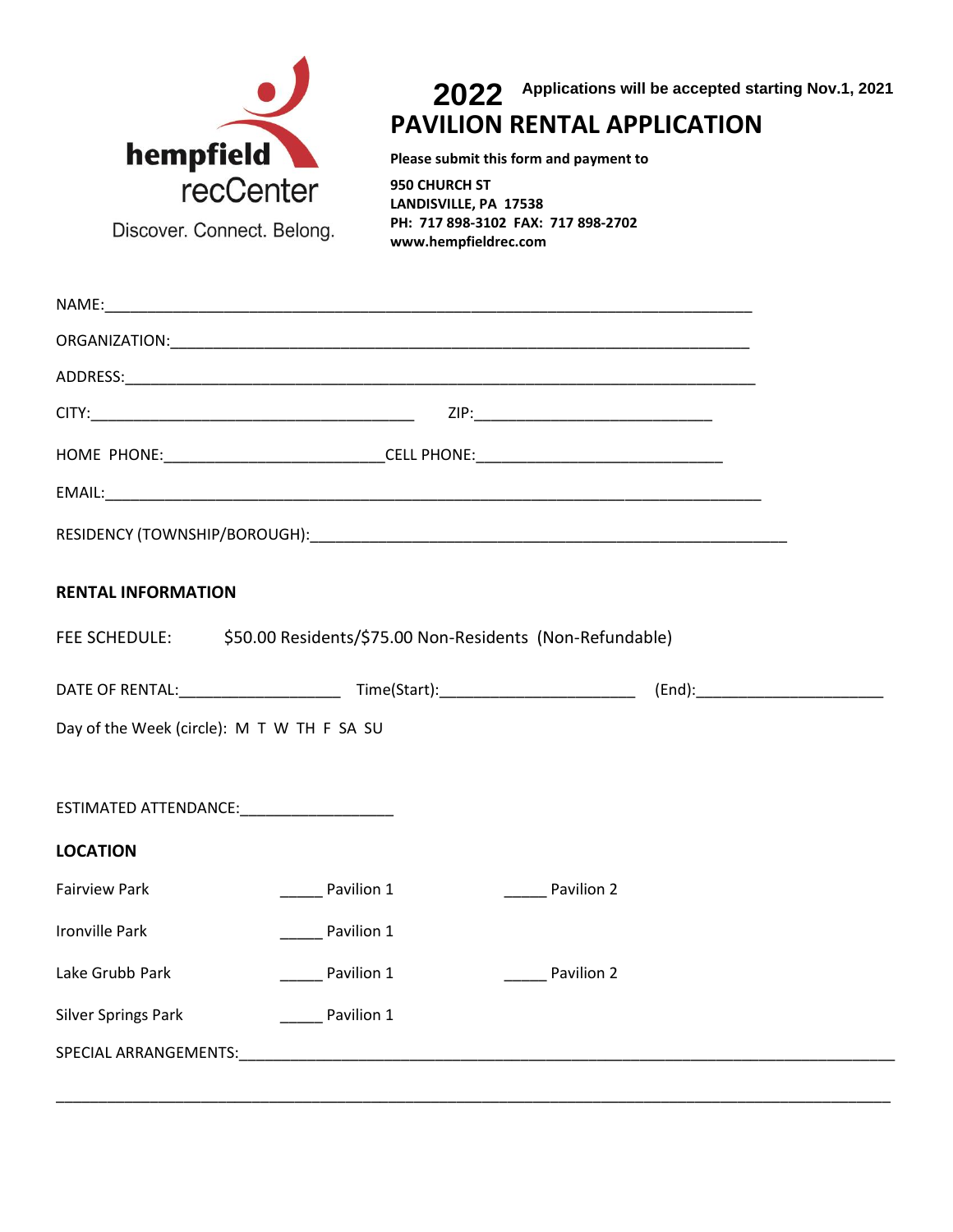hempfield recCenter

Discover. Connect. Belong.

# 2022 PAVILION RENTAL APPLICATION

**Applications will be accepted starting Nov.1, 2021**

**Please submit this form and payment to**

**950 CHURCH ST**
**LANDISVILLE, PA 17538**
**PH: 717 898-3102 FAX: 717 898-2702**
**www.hempfieldrec.com**

NAME:_______________________________________________________________________________

ORGANIZATION:_______________________________________________________________________

ADDRESS:____________________________________________________________________________

CITY:______________________________________ ZIP:___________________________

HOME PHONE:_________________________CELL PHONE:____________________________

EMAIL:______________________________________________________________________________

RESIDENCY (TOWNSHIP/BOROUGH):______________________________________________________

## RENTAL INFORMATION

FEE SCHEDULE: $50.00 Residents/$75.00 Non-Residents (Non-Refundable)

DATE OF RENTAL:__________________ Time(Start):______________________ (End):_____________________

Day of the Week (circle): M T W TH F SA SU

ESTIMATED ATTENDANCE:_________________

## LOCATION

| | | |
|---|---|---|
| Fairview Park | _____ Pavilion 1 | _____ Pavilion 2 |
| Ironville Park | _____ Pavilion 1 | |
| Lake Grubb Park | _____ Pavilion 1 | _____ Pavilion 2 |
| Silver Springs Park | _____ Pavilion 1 | |

SPECIAL ARRANGEMENTS:__________________________________________________________________

______________________________________________________________________________________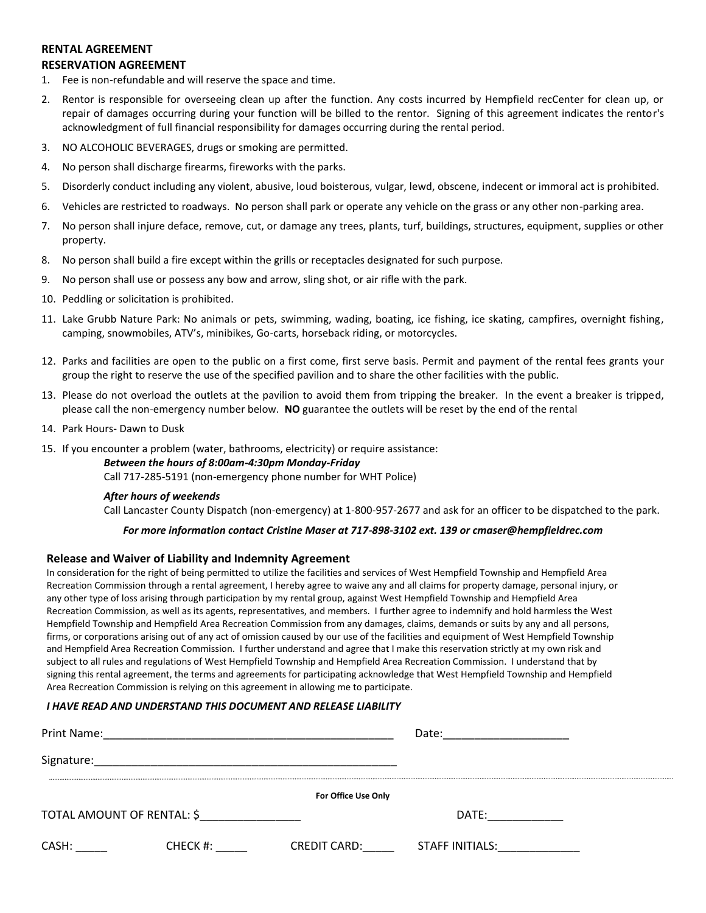**RENTAL AGREEMENT**

**RESERVATION AGREEMENT**

1. Fee is non-refundable and will reserve the space and time.
2. Rentor is responsible for overseeing clean up after the function. Any costs incurred by Hempfield recCenter for clean up, or repair of damages occurring during your function will be billed to the rentor. Signing of this agreement indicates the rentor's acknowledgment of full financial responsibility for damages occurring during the rental period.
3. NO ALCOHOLIC BEVERAGES, drugs or smoking are permitted.
4. No person shall discharge firearms, fireworks with the parks.
5. Disorderly conduct including any violent, abusive, loud boisterous, vulgar, lewd, obscene, indecent or immoral act is prohibited.
6. Vehicles are restricted to roadways. No person shall park or operate any vehicle on the grass or any other non-parking area.
7. No person shall injure deface, remove, cut, or damage any trees, plants, turf, buildings, structures, equipment, supplies or other property.
8. No person shall build a fire except within the grills or receptacles designated for such purpose.
9. No person shall use or possess any bow and arrow, sling shot, or air rifle with the park.
10. Peddling or solicitation is prohibited.
11. Lake Grubb Nature Park: No animals or pets, swimming, wading, boating, ice fishing, ice skating, campfires, overnight fishing, camping, snowmobiles, ATV's, minibikes, Go-carts, horseback riding, or motorcycles.
12. Parks and facilities are open to the public on a first come, first serve basis. Permit and payment of the rental fees grants your group the right to reserve the use of the specified pavilion and to share the other facilities with the public.
13. Please do not overload the outlets at the pavilion to avoid them from tripping the breaker. In the event a breaker is tripped, please call the non-emergency number below. **NO** guarantee the outlets will be reset by the end of the rental
14. Park Hours- Dawn to Dusk
15. If you encounter a problem (water, bathrooms, electricity) or require assistance:

    ***Between the hours of 8:00am-4:30pm Monday-Friday***
    Call 717-285-5191 (non-emergency phone number for WHT Police)

    ***After hours of weekends***
    Call Lancaster County Dispatch (non-emergency) at 1-800-957-2677 and ask for an officer to be dispatched to the park.

***For more information contact Cristine Maser at 717-898-3102 ext. 139 or cmaser@hempfieldrec.com***

### Release and Waiver of Liability and Indemnity Agreement

In consideration for the right of being permitted to utilize the facilities and services of West Hempfield Township and Hempfield Area Recreation Commission through a rental agreement, I hereby agree to waive any and all claims for property damage, personal injury, or any other type of loss arising through participation by my rental group, against West Hempfield Township and Hempfield Area Recreation Commission, as well as its agents, representatives, and members. I further agree to indemnify and hold harmless the West Hempfield Township and Hempfield Area Recreation Commission from any damages, claims, demands or suits by any and all persons, firms, or corporations arising out of any act of omission caused by our use of the facilities and equipment of West Hempfield Township and Hempfield Area Recreation Commission. I further understand and agree that I make this reservation strictly at my own risk and subject to all rules and regulations of West Hempfield Township and Hempfield Area Recreation Commission. I understand that by signing this rental agreement, the terms and agreements for participating acknowledge that West Hempfield Township and Hempfield Area Recreation Commission is relying on this agreement in allowing me to participate.

***I HAVE READ AND UNDERSTAND THIS DOCUMENT AND RELEASE LIABILITY***

Print Name:_______________________________________________ Date:____________________

Signature:_________________________________________________

---

**For Office Use Only**

TOTAL AMOUNT OF RENTAL: $________________ DATE:____________

CASH: _____ CHECK #: _____ CREDIT CARD:_____ STAFF INITIALS:_____________